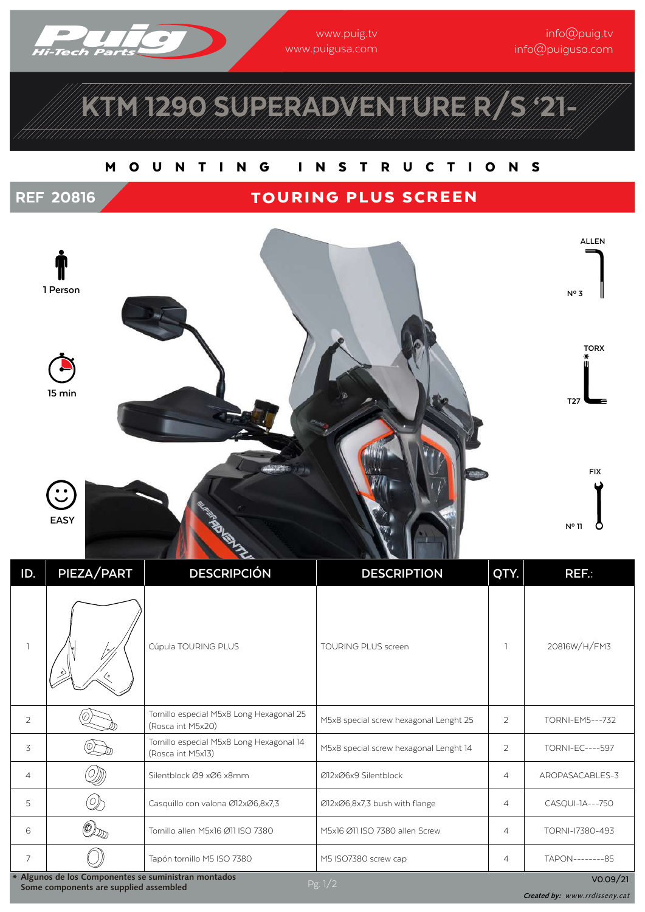www.puig.tv
www.puigusa.com

info@puig.tv
info@puigusa.com

# KTM 1290 SUPERADVENTURE R/S '21-

## MOUNTING INSTRUCTIONS

## REF 20816 — TOURING PLUS SCREEN

1 Person

15 min

EASY

ALLEN Nº 3

TORX T27

FIX Nº 11

| ID. | PIEZA/PART | DESCRIPCIÓN | DESCRIPTION | QTY. | REF.: |
|---|---|---|---|---|---|
| 1 | | Cúpula TOURING PLUS | TOURING PLUS screen | 1 | 20816W/H/FM3 |
| 2 | | Tornillo especial M5x8 Long Hexagonal 25 (Rosca int M5x20) | M5x8 special screw hexagonal Lenght 25 | 2 | TORNI-EM5---732 |
| 3 | | Tornillo especial M5x8 Long Hexagonal 14 (Rosca int M5x13) | M5x8 special screw hexagonal Lenght 14 | 2 | TORNI-EC----597 |
| 4 | | Silentblock Ø9 xØ6 x8mm | Ø12xØ6x9 Silentblock | 4 | AROPASACABLES-3 |
| 5 | | Casquillo con valona Ø12xØ6,8x7,3 | Ø12xØ6,8x7,3 bush with flange | 4 | CASQUI-1A---750 |
| 6 | | Tornillo allen M5x16 Ø11 ISO 7380 | M5x16 Ø11 ISO 7380 allen Screw | 4 | TORNI-I7380-493 |
| 7 | | Tapón tornillo M5 ISO 7380 | M5 ISO7380 screw cap | 4 | TAPON--------85 |

\* **Algunos de los Componentes se suministran montados**
**Some components are supplied assembled**

V0.09/21

***Created by:*** *www.rrdisseny.cat*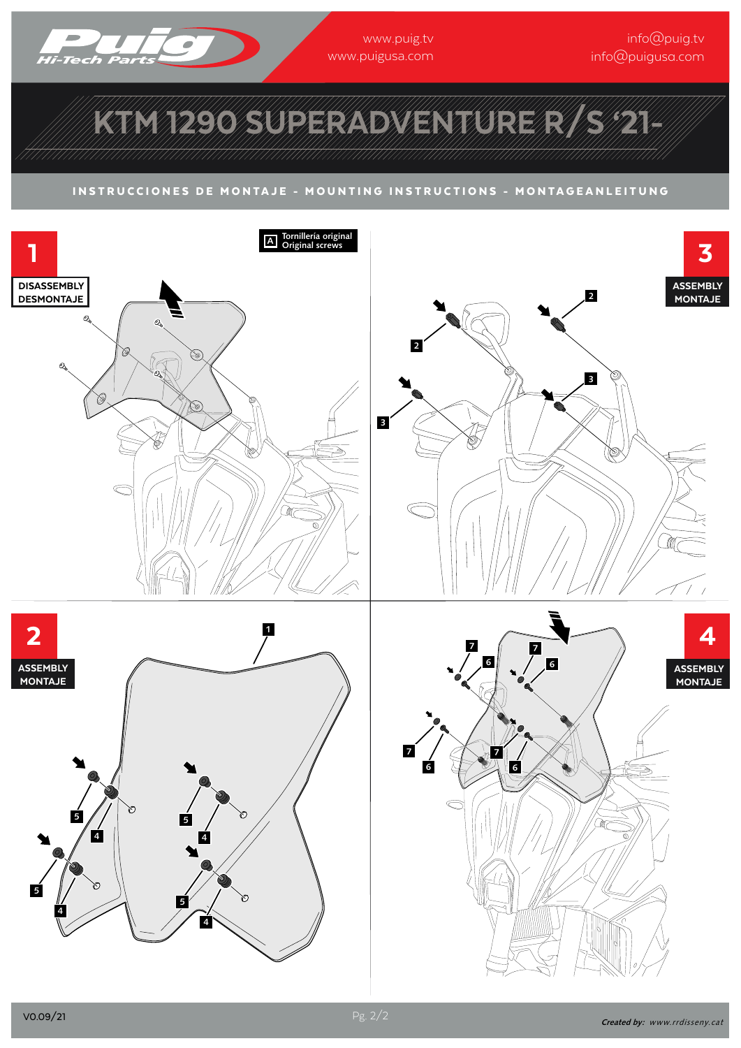Puig Hi-Tech Parts

www.puig.tv
www.puigusa.com

info@puig.tv
info@puigusa.com

# KTM 1290 SUPERADVENTURE R/S '21-

INSTRUCCIONES DE MONTAJE - MOUNTING INSTRUCTIONS - MONTAGEANLEITUNG

## 1

DISASSEMBLY
DESMONTAJE

A Tornillería original
Original screws

## 3

ASSEMBLY
MONTAJE

2
2
3
3

## 2

ASSEMBLY
MONTAJE

1
5
4
5
4
5
4
5
4

## 4

ASSEMBLY
MONTAJE

7
6
7
6
7
6
7
6

V0.09/21

*Created by: www.rrdisseny.cat*